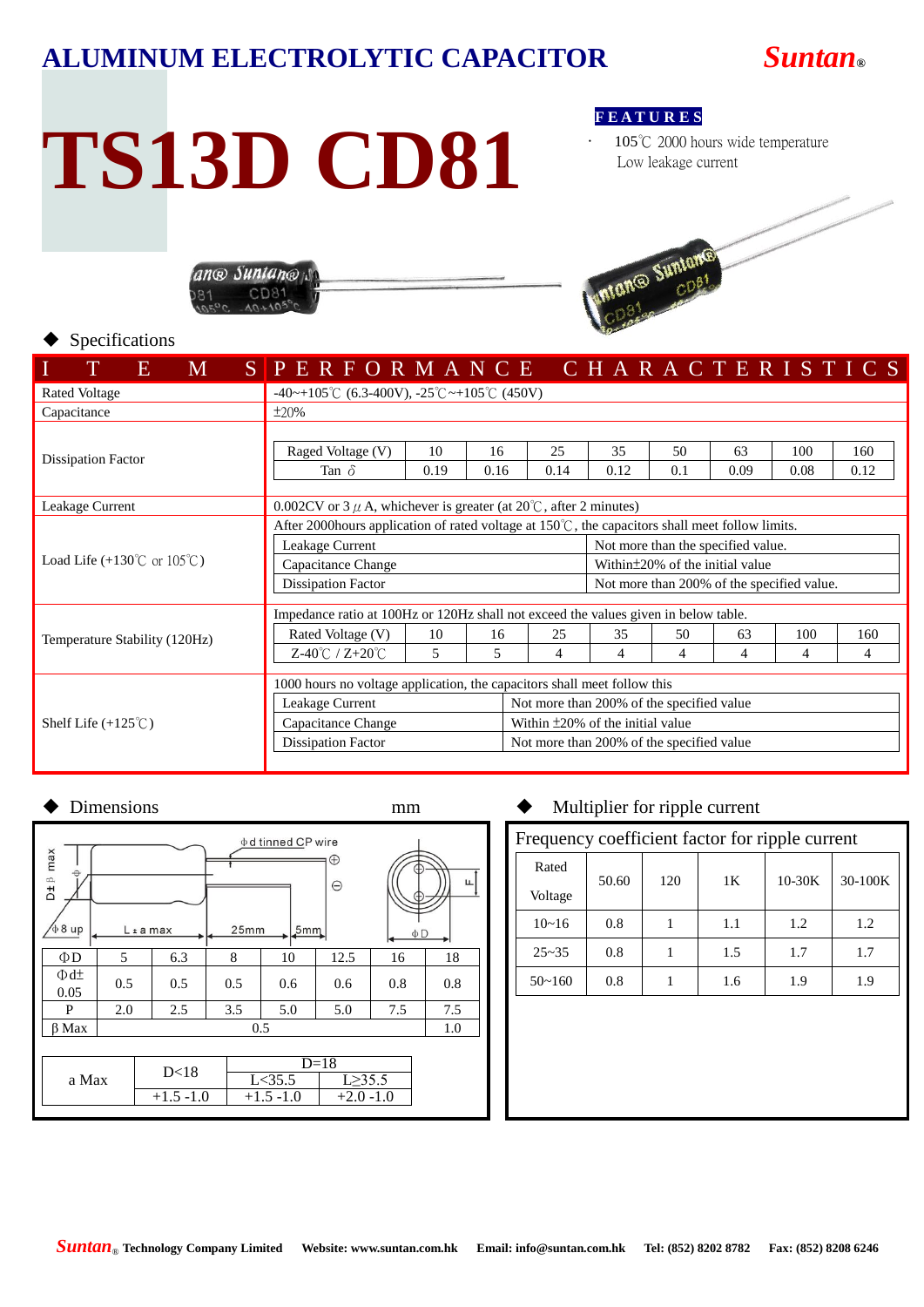# ALUMINUM ELECTROLYTIC CAPACITOR

**Suntan®**

# TS13D CD81

**FEATURES**

- 105℃ 2000 hours wide temperature
  Low leakage current

◆ Specifications

| ITEMS | PERFORMANCE CHARACTERISTICS | | | | | | | | |
|---|---|---|---|---|---|---|---|---|---|
| Rated Voltage | -40~+105℃ (6.3-400V), -25℃~+105℃ (450V) | | | | | | | | |
| Capacitance | ±20% | | | | | | | | |
| Dissipation Factor | Raged Voltage (V) | 10 | 16 | 25 | 35 | 50 | 63 | 100 | 160 |
| | Tan δ | 0.19 | 0.16 | 0.14 | 0.12 | 0.1 | 0.09 | 0.08 | 0.12 |
| Leakage Current | 0.002CV or 3μA, whichever is greater (at 20℃, after 2 minutes) | | | | | | | | |
| Load Life (+130℃ or 105℃) | After 2000hours application of rated voltage at 150℃, the capacitors shall meet follow limits. | | | | | | | | |
| | Leakage Current | Not more than the specified value. | | | | | | | |
| | Capacitance Change | Within±20% of the initial value | | | | | | | |
| | Dissipation Factor | Not more than 200% of the specified value. | | | | | | | |
| Temperature Stability (120Hz) | Impedance ratio at 100Hz or 120Hz shall not exceed the values given in below table. | | | | | | | | |
| | Rated Voltage (V) | 10 | 16 | 25 | 35 | 50 | 63 | 100 | 160 |
| | Z-40℃ / Z+20℃ | 5 | 5 | 4 | 4 | 4 | 4 | 4 | 4 |
| Shelf Life (+125℃) | 1000 hours no voltage application, the capacitors shall meet follow this | | | | | | | | |
| | Leakage Current | Not more than 200% of the specified value | | | | | | | |
| | Capacitance Change | Within ±20% of the initial value | | | | | | | |
| | Dissipation Factor | Not more than 200% of the specified value | | | | | | | |

◆ Dimensions mm

| ΦD | 5 | 6.3 | 8 | 10 | 12.5 | 16 | 18 |
|---|---|---|---|---|---|---|---|
| Φd± 0.05 | 0.5 | 0.5 | 0.5 | 0.6 | 0.6 | 0.8 | 0.8 |
| P | 2.0 | 2.5 | 3.5 | 5.0 | 5.0 | 7.5 | 7.5 |
| β Max | 0.5 | | | | | | 1.0 |

| a Max | D<18 | D=18 | |
|---|---|---|---|
| | | L<35.5 | L≥35.5 |
| | +1.5 -1.0 | +1.5 -1.0 | +2.0 -1.0 |

◆ Multiplier for ripple current

Frequency coefficient factor for ripple current

| Rated Voltage | 50.60 | 120 | 1K | 10-30K | 30-100K |
|---|---|---|---|---|---|
| 10~16 | 0.8 | 1 | 1.1 | 1.2 | 1.2 |
| 25~35 | 0.8 | 1 | 1.5 | 1.7 | 1.7 |
| 50~160 | 0.8 | 1 | 1.6 | 1.9 | 1.9 |

**Suntan® Technology Company Limited** **Website: www.suntan.com.hk** **Email: info@suntan.com.hk** **Tel: (852) 8202 8782** **Fax: (852) 8208 6246**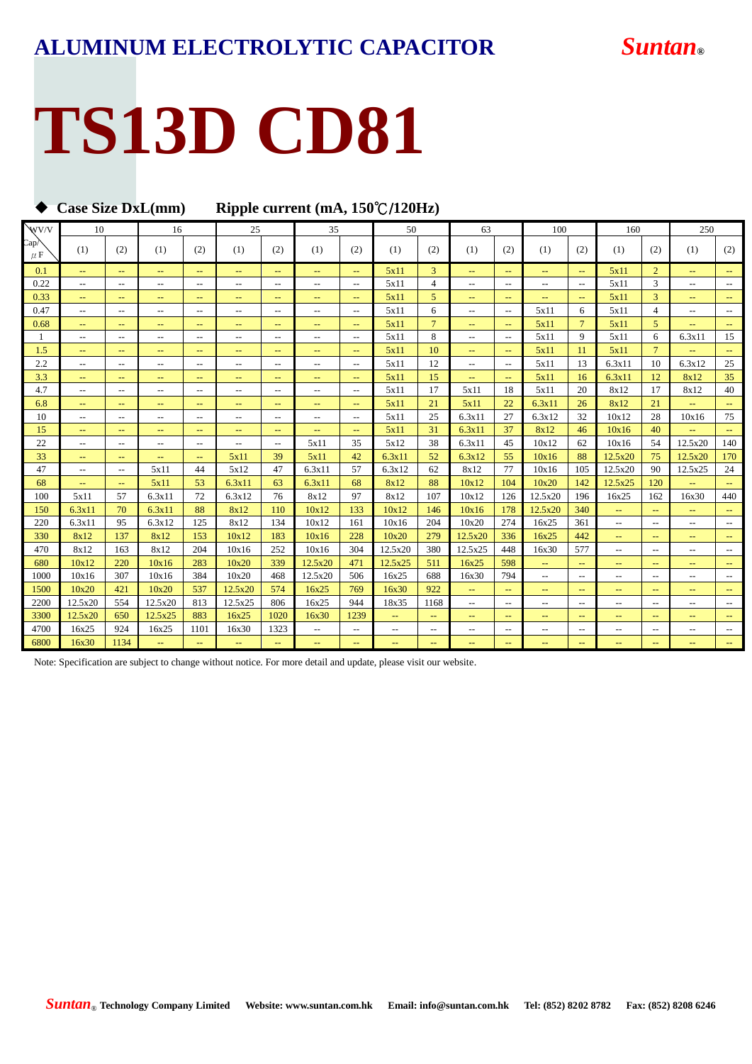# ALUMINUM ELECTROLYTIC CAPACITOR

*Suntan*®

# TS13D CD81

◆ **Case Size DxL(mm)** **Ripple current (mA, 150℃/120Hz)**

| WV/V Cap/μF | 10 | | 16 | | 25 | | 35 | | 50 | | 63 | | 100 | | 160 | | 250 | |
|---|---|---|---|---|---|---|---|---|---|---|---|---|---|---|---|---|---|---|
| | (1) | (2) | (1) | (2) | (1) | (2) | (1) | (2) | (1) | (2) | (1) | (2) | (1) | (2) | (1) | (2) | (1) | (2) |
| 0.1 | -- | -- | -- | -- | -- | -- | -- | -- | 5x11 | 3 | -- | -- | -- | -- | 5x11 | 2 | -- | -- |
| 0.22 | -- | -- | -- | -- | -- | -- | -- | -- | 5x11 | 4 | -- | -- | -- | -- | 5x11 | 3 | -- | -- |
| 0.33 | -- | -- | -- | -- | -- | -- | -- | -- | 5x11 | 5 | -- | -- | -- | -- | 5x11 | 3 | -- | -- |
| 0.47 | -- | -- | -- | -- | -- | -- | -- | -- | 5x11 | 6 | -- | -- | 5x11 | 6 | 5x11 | 4 | -- | -- |
| 0.68 | -- | -- | -- | -- | -- | -- | -- | -- | 5x11 | 7 | -- | -- | 5x11 | 7 | 5x11 | 5 | -- | -- |
| 1 | -- | -- | -- | -- | -- | -- | -- | -- | 5x11 | 8 | -- | -- | 5x11 | 9 | 5x11 | 6 | 6.3x11 | 15 |
| 1.5 | -- | -- | -- | -- | -- | -- | -- | -- | 5x11 | 10 | -- | -- | 5x11 | 11 | 5x11 | 7 | -- | -- |
| 2.2 | -- | -- | -- | -- | -- | -- | -- | -- | 5x11 | 12 | -- | -- | 5x11 | 13 | 6.3x11 | 10 | 6.3x12 | 25 |
| 3.3 | -- | -- | -- | -- | -- | -- | -- | -- | 5x11 | 15 | -- | -- | 5x11 | 16 | 6.3x11 | 12 | 8x12 | 35 |
| 4.7 | -- | -- | -- | -- | -- | -- | -- | -- | 5x11 | 17 | 5x11 | 18 | 5x11 | 20 | 8x12 | 17 | 8x12 | 40 |
| 6.8 | -- | -- | -- | -- | -- | -- | -- | -- | 5x11 | 21 | 5x11 | 22 | 6.3x11 | 26 | 8x12 | 21 | -- | -- |
| 10 | -- | -- | -- | -- | -- | -- | -- | -- | 5x11 | 25 | 6.3x11 | 27 | 6.3x12 | 32 | 10x12 | 28 | 10x16 | 75 |
| 15 | -- | -- | -- | -- | -- | -- | -- | -- | 5x11 | 31 | 6.3x11 | 37 | 8x12 | 46 | 10x16 | 40 | -- | -- |
| 22 | -- | -- | -- | -- | -- | -- | 5x11 | 35 | 5x12 | 38 | 6.3x11 | 45 | 10x12 | 62 | 10x16 | 54 | 12.5x20 | 140 |
| 33 | -- | -- | -- | -- | 5x11 | 39 | 5x11 | 42 | 6.3x11 | 52 | 6.3x12 | 55 | 10x16 | 88 | 12.5x20 | 75 | 12.5x20 | 170 |
| 47 | -- | -- | 5x11 | 44 | 5x12 | 47 | 6.3x11 | 57 | 6.3x12 | 62 | 8x12 | 77 | 10x16 | 105 | 12.5x20 | 90 | 12.5x25 | 24 |
| 68 | -- | -- | 5x11 | 53 | 6.3x11 | 63 | 6.3x11 | 68 | 8x12 | 88 | 10x12 | 104 | 10x20 | 142 | 12.5x25 | 120 | -- | -- |
| 100 | 5x11 | 57 | 6.3x11 | 72 | 6.3x12 | 76 | 8x12 | 97 | 8x12 | 107 | 10x12 | 126 | 12.5x20 | 196 | 16x25 | 162 | 16x30 | 440 |
| 150 | 6.3x11 | 70 | 6.3x11 | 88 | 8x12 | 110 | 10x12 | 133 | 10x12 | 146 | 10x16 | 178 | 12.5x20 | 340 | -- | -- | -- | -- |
| 220 | 6.3x11 | 95 | 6.3x12 | 125 | 8x12 | 134 | 10x12 | 161 | 10x16 | 204 | 10x20 | 274 | 16x25 | 361 | -- | -- | -- | -- |
| 330 | 8x12 | 137 | 8x12 | 153 | 10x12 | 183 | 10x16 | 228 | 10x20 | 279 | 12.5x20 | 336 | 16x25 | 442 | -- | -- | -- | -- |
| 470 | 8x12 | 163 | 8x12 | 204 | 10x16 | 252 | 10x16 | 304 | 12.5x20 | 380 | 12.5x25 | 448 | 16x30 | 577 | -- | -- | -- | -- |
| 680 | 10x12 | 220 | 10x16 | 283 | 10x20 | 339 | 12.5x20 | 471 | 12.5x25 | 511 | 16x25 | 598 | -- | -- | -- | -- | -- | -- |
| 1000 | 10x16 | 307 | 10x16 | 384 | 10x20 | 468 | 12.5x20 | 506 | 16x25 | 688 | 16x30 | 794 | -- | -- | -- | -- | -- | -- |
| 1500 | 10x20 | 421 | 10x20 | 537 | 12.5x20 | 574 | 16x25 | 769 | 16x30 | 922 | -- | -- | -- | -- | -- | -- | -- | -- |
| 2200 | 12.5x20 | 554 | 12.5x20 | 813 | 12.5x25 | 806 | 16x25 | 944 | 18x35 | 1168 | -- | -- | -- | -- | -- | -- | -- | -- |
| 3300 | 12.5x20 | 650 | 12.5x25 | 883 | 16x25 | 1020 | 16x30 | 1239 | -- | -- | -- | -- | -- | -- | -- | -- | -- | -- |
| 4700 | 16x25 | 924 | 16x25 | 1101 | 16x30 | 1323 | -- | -- | -- | -- | -- | -- | -- | -- | -- | -- | -- | -- |
| 6800 | 16x30 | 1134 | -- | -- | -- | -- | -- | -- | -- | -- | -- | -- | -- | -- | -- | -- | -- | -- |

Note: Specification are subject to change without notice. For more detail and update, please visit our website.

*Suntan*® **Technology Company Limited** **Website: www.suntan.com.hk** **Email: info@suntan.com.hk** **Tel: (852) 8202 8782** **Fax: (852) 8208 6246**